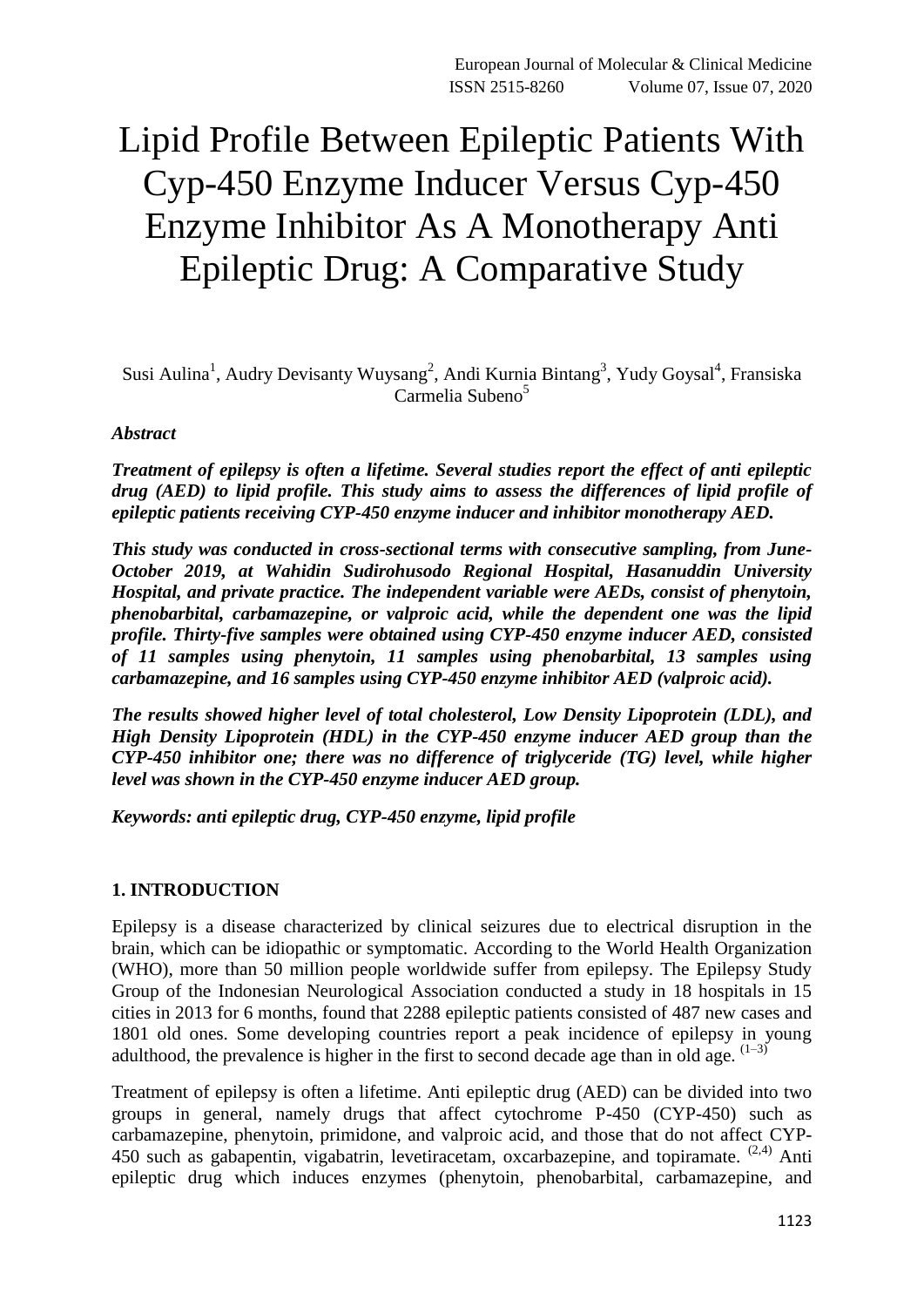# Lipid Profile Between Epileptic Patients With Cyp-450 Enzyme Inducer Versus Cyp-450 Enzyme Inhibitor As A Monotherapy Anti Epileptic Drug: A Comparative Study

Susi Aulina[1], Audry Devisanty Wuysang[2], Andi Kurnia Bintang[3], Yudy Goysal[4], Fransiska Carmelia Subeno[5]

***Abstract***

***Treatment of epilepsy is often a lifetime. Several studies report the effect of anti epileptic drug (AED) to lipid profile. This study aims to assess the differences of lipid profile of epileptic patients receiving CYP-450 enzyme inducer and inhibitor monotherapy AED.***

***This study was conducted in cross-sectional terms with consecutive sampling, from June-October 2019, at Wahidin Sudirohusodo Regional Hospital, Hasanuddin University Hospital, and private practice. The independent variable were AEDs, consist of phenytoin, phenobarbital, carbamazepine, or valproic acid, while the dependent one was the lipid profile. Thirty-five samples were obtained using CYP-450 enzyme inducer AED, consisted of 11 samples using phenytoin, 11 samples using phenobarbital, 13 samples using carbamazepine, and 16 samples using CYP-450 enzyme inhibitor AED (valproic acid).***

***The results showed higher level of total cholesterol, Low Density Lipoprotein (LDL), and High Density Lipoprotein (HDL) in the CYP-450 enzyme inducer AED group than the CYP-450 inhibitor one; there was no difference of triglyceride (TG) level, while higher level was shown in the CYP-450 enzyme inducer AED group.***

***Keywords: anti epileptic drug, CYP-450 enzyme, lipid profile***

## 1. INTRODUCTION

Epilepsy is a disease characterized by clinical seizures due to electrical disruption in the brain, which can be idiopathic or symptomatic. According to the World Health Organization (WHO), more than 50 million people worldwide suffer from epilepsy. The Epilepsy Study Group of the Indonesian Neurological Association conducted a study in 18 hospitals in 15 cities in 2013 for 6 months, found that 2288 epileptic patients consisted of 487 new cases and 1801 old ones. Some developing countries report a peak incidence of epilepsy in young adulthood, the prevalence is higher in the first to second decade age than in old age. [1–3]

Treatment of epilepsy is often a lifetime. Anti epileptic drug (AED) can be divided into two groups in general, namely drugs that affect cytochrome P-450 (CYP-450) such as carbamazepine, phenytoin, primidone, and valproic acid, and those that do not affect CYP-450 such as gabapentin, vigabatrin, levetiracetam, oxcarbazepine, and topiramate. [2,4] Anti epileptic drug which induces enzymes (phenytoin, phenobarbital, carbamazepine, and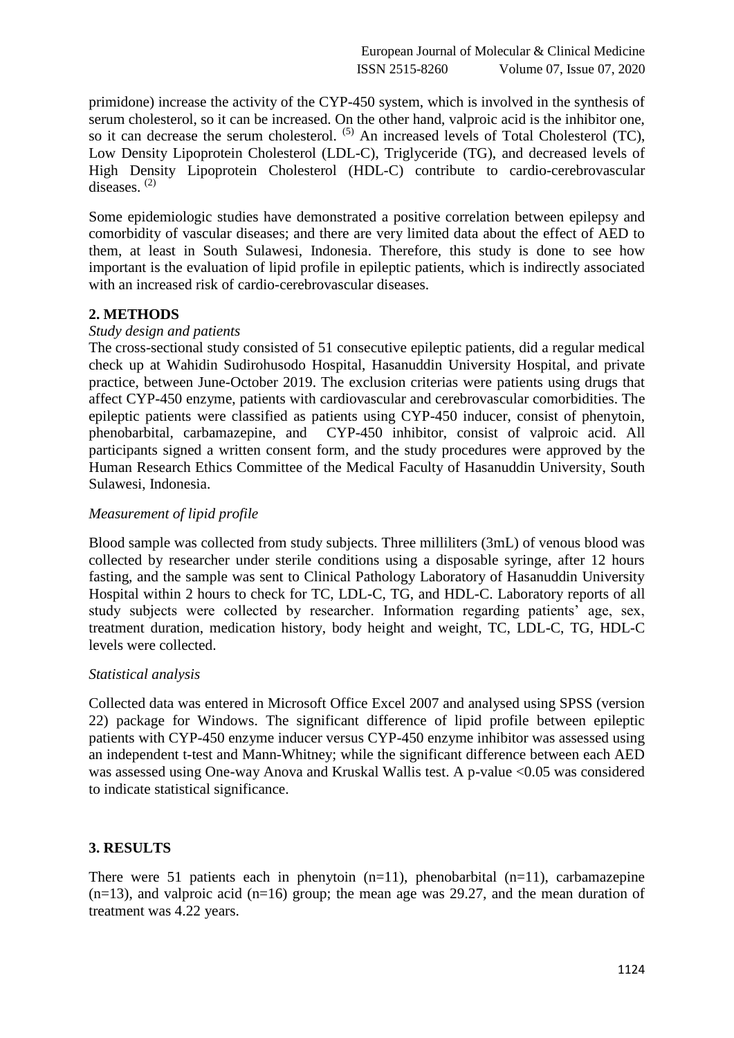primidone) increase the activity of the CYP-450 system, which is involved in the synthesis of serum cholesterol, so it can be increased. On the other hand, valproic acid is the inhibitor one, so it can decrease the serum cholesterol. [5] An increased levels of Total Cholesterol (TC), Low Density Lipoprotein Cholesterol (LDL-C), Triglyceride (TG), and decreased levels of High Density Lipoprotein Cholesterol (HDL-C) contribute to cardio-cerebrovascular diseases. [2]

Some epidemiologic studies have demonstrated a positive correlation between epilepsy and comorbidity of vascular diseases; and there are very limited data about the effect of AED to them, at least in South Sulawesi, Indonesia. Therefore, this study is done to see how important is the evaluation of lipid profile in epileptic patients, which is indirectly associated with an increased risk of cardio-cerebrovascular diseases.

## 2. METHODS

*Study design and patients*

The cross-sectional study consisted of 51 consecutive epileptic patients, did a regular medical check up at Wahidin Sudirohusodo Hospital, Hasanuddin University Hospital, and private practice, between June-October 2019. The exclusion criterias were patients using drugs that affect CYP-450 enzyme, patients with cardiovascular and cerebrovascular comorbidities. The epileptic patients were classified as patients using CYP-450 inducer, consist of phenytoin, phenobarbital, carbamazepine, and CYP-450 inhibitor, consist of valproic acid. All participants signed a written consent form, and the study procedures were approved by the Human Research Ethics Committee of the Medical Faculty of Hasanuddin University, South Sulawesi, Indonesia.

*Measurement of lipid profile*

Blood sample was collected from study subjects. Three milliliters (3mL) of venous blood was collected by researcher under sterile conditions using a disposable syringe, after 12 hours fasting, and the sample was sent to Clinical Pathology Laboratory of Hasanuddin University Hospital within 2 hours to check for TC, LDL-C, TG, and HDL-C. Laboratory reports of all study subjects were collected by researcher. Information regarding patients' age, sex, treatment duration, medication history, body height and weight, TC, LDL-C, TG, HDL-C levels were collected.

*Statistical analysis*

Collected data was entered in Microsoft Office Excel 2007 and analysed using SPSS (version 22) package for Windows. The significant difference of lipid profile between epileptic patients with CYP-450 enzyme inducer versus CYP-450 enzyme inhibitor was assessed using an independent t-test and Mann-Whitney; while the significant difference between each AED was assessed using One-way Anova and Kruskal Wallis test. A p-value <0.05 was considered to indicate statistical significance.

## 3. RESULTS

There were 51 patients each in phenytoin (n=11), phenobarbital (n=11), carbamazepine (n=13), and valproic acid (n=16) group; the mean age was 29.27, and the mean duration of treatment was 4.22 years.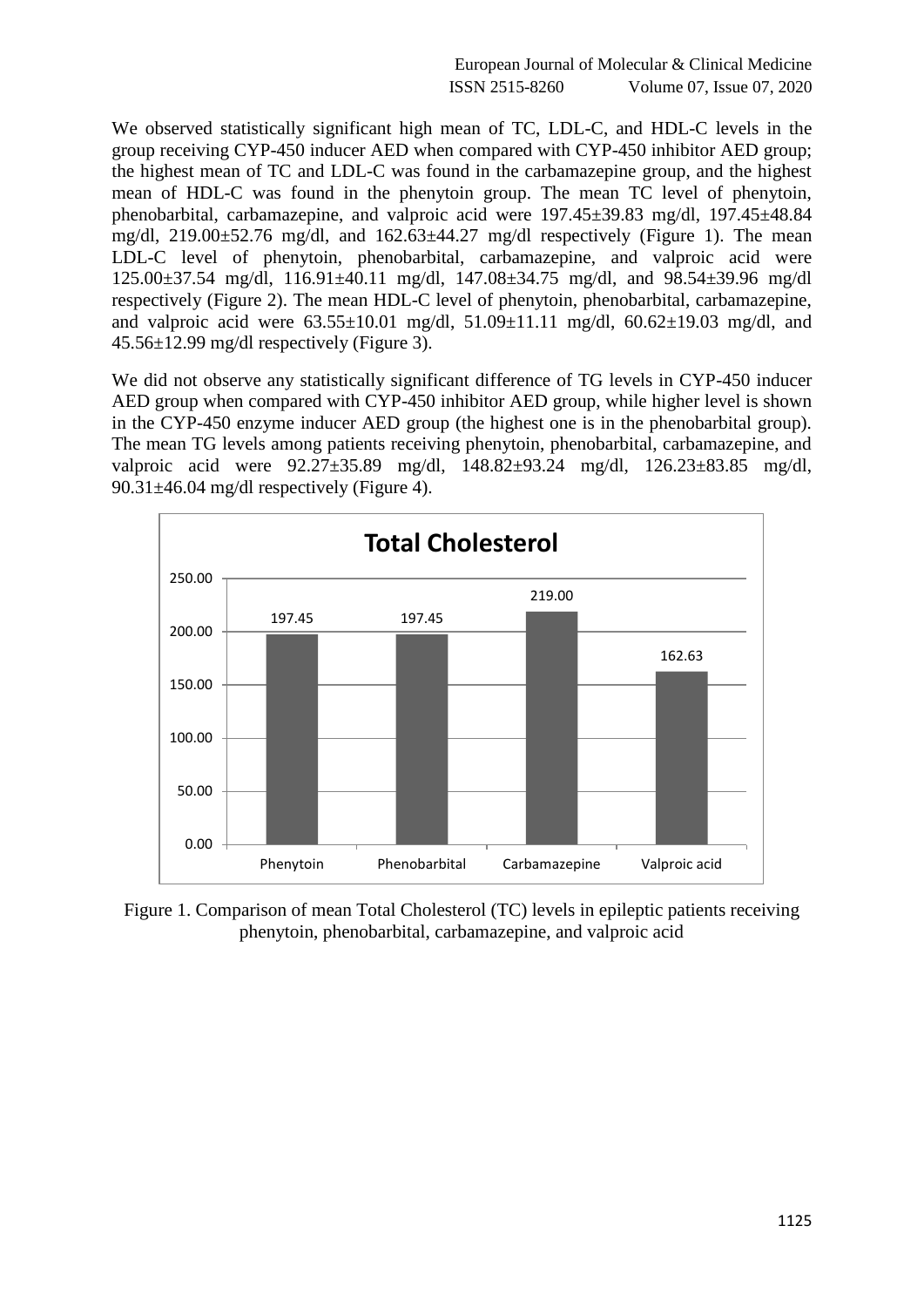We observed statistically significant high mean of TC, LDL-C, and HDL-C levels in the group receiving CYP-450 inducer AED when compared with CYP-450 inhibitor AED group; the highest mean of TC and LDL-C was found in the carbamazepine group, and the highest mean of HDL-C was found in the phenytoin group. The mean TC level of phenytoin, phenobarbital, carbamazepine, and valproic acid were 197.45±39.83 mg/dl, 197.45±48.84 mg/dl, 219.00±52.76 mg/dl, and 162.63±44.27 mg/dl respectively (Figure 1). The mean LDL-C level of phenytoin, phenobarbital, carbamazepine, and valproic acid were 125.00±37.54 mg/dl, 116.91±40.11 mg/dl, 147.08±34.75 mg/dl, and 98.54±39.96 mg/dl respectively (Figure 2). The mean HDL-C level of phenytoin, phenobarbital, carbamazepine, and valproic acid were 63.55±10.01 mg/dl, 51.09±11.11 mg/dl, 60.62±19.03 mg/dl, and 45.56±12.99 mg/dl respectively (Figure 3).

We did not observe any statistically significant difference of TG levels in CYP-450 inducer AED group when compared with CYP-450 inhibitor AED group, while higher level is shown in the CYP-450 enzyme inducer AED group (the highest one is in the phenobarbital group). The mean TG levels among patients receiving phenytoin, phenobarbital, carbamazepine, and valproic acid were 92.27±35.89 mg/dl, 148.82±93.24 mg/dl, 126.23±83.85 mg/dl, 90.31±46.04 mg/dl respectively (Figure 4).

**Total Cholesterol**

| | Phenytoin | Phenobarbital | Carbamazepine | Valproic acid |
|---|---|---|---|---|
| Mean TC | 197.45 | 197.45 | 219.00 | 162.63 |

Figure 1. Comparison of mean Total Cholesterol (TC) levels in epileptic patients receiving phenytoin, phenobarbital, carbamazepine, and valproic acid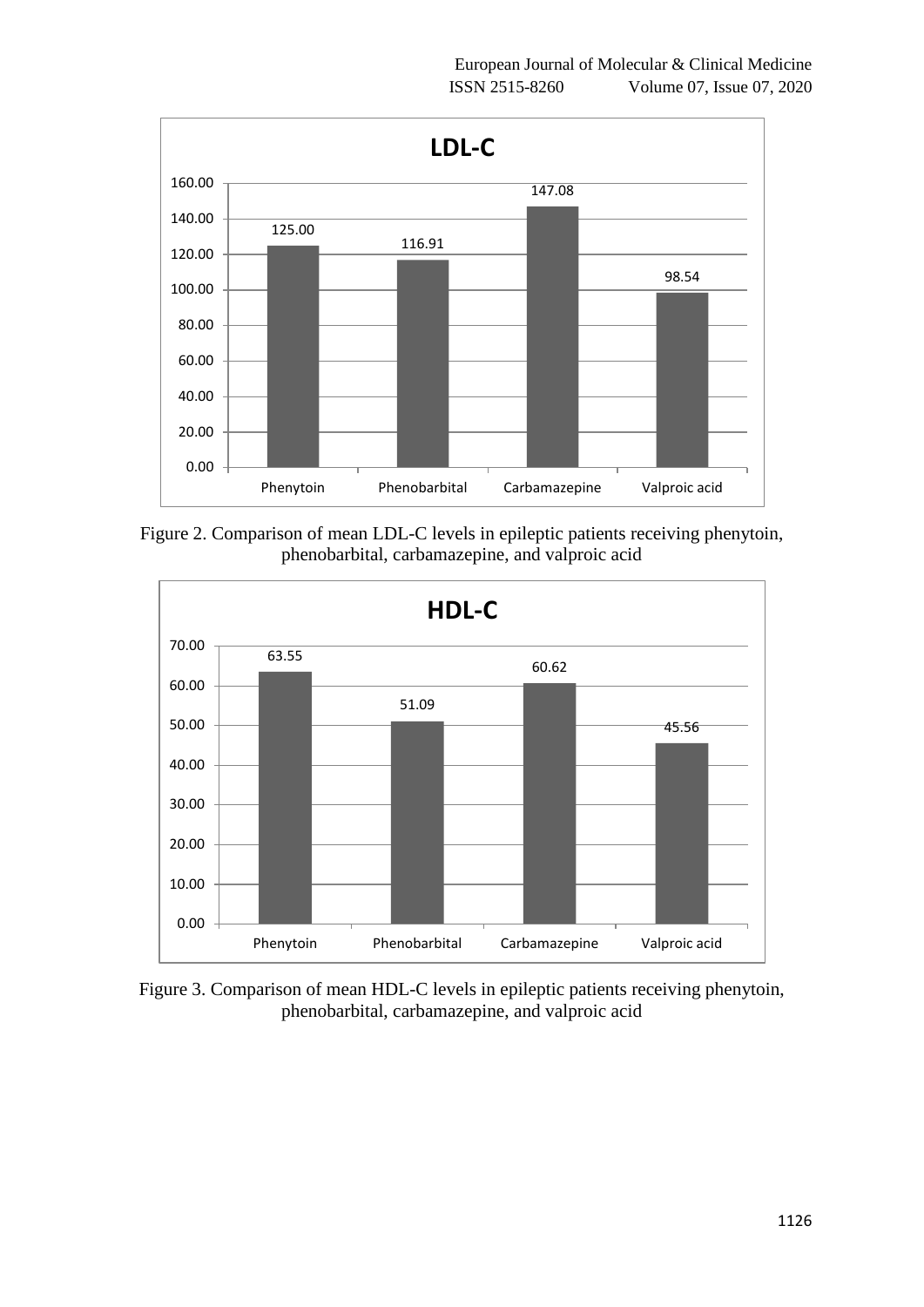Figure 2. Comparison of mean LDL-C levels in epileptic patients receiving phenytoin, phenobarbital, carbamazepine, and valproic acid

Figure 3. Comparison of mean HDL-C levels in epileptic patients receiving phenytoin, phenobarbital, carbamazepine, and valproic acid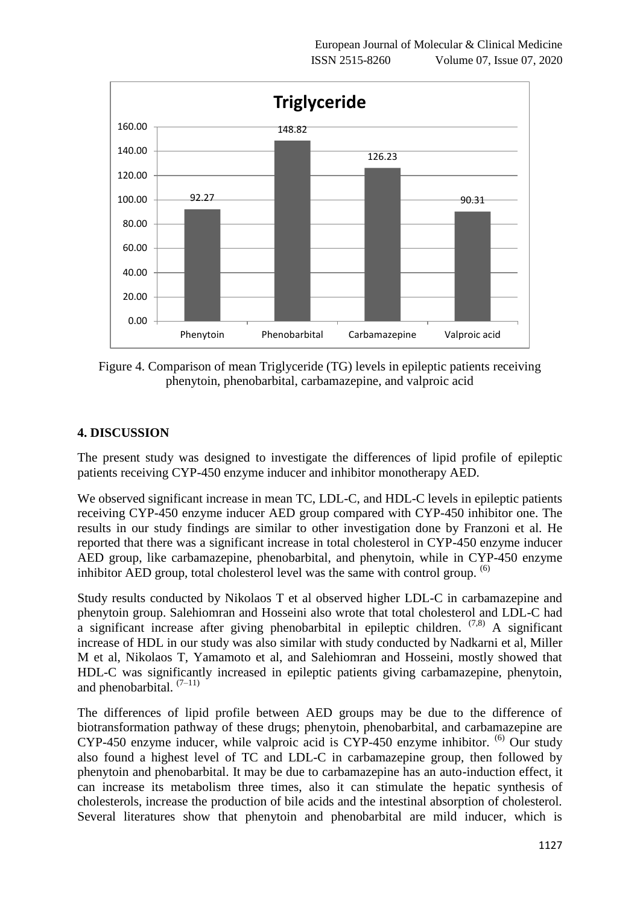Figure 4. Comparison of mean Triglyceride (TG) levels in epileptic patients receiving phenytoin, phenobarbital, carbamazepine, and valproic acid

## 4. DISCUSSION

The present study was designed to investigate the differences of lipid profile of epileptic patients receiving CYP-450 enzyme inducer and inhibitor monotherapy AED.

We observed significant increase in mean TC, LDL-C, and HDL-C levels in epileptic patients receiving CYP-450 enzyme inducer AED group compared with CYP-450 inhibitor one. The results in our study findings are similar to other investigation done by Franzoni et al. He reported that there was a significant increase in total cholesterol in CYP-450 enzyme inducer AED group, like carbamazepine, phenobarbital, and phenytoin, while in CYP-450 enzyme inhibitor AED group, total cholesterol level was the same with control group. [6]

Study results conducted by Nikolaos T et al observed higher LDL-C in carbamazepine and phenytoin group. Salehiomran and Hosseini also wrote that total cholesterol and LDL-C had a significant increase after giving phenobarbital in epileptic children. [7,8] A significant increase of HDL in our study was also similar with study conducted by Nadkarni et al, Miller M et al, Nikolaos T, Yamamoto et al, and Salehiomran and Hosseini, mostly showed that HDL-C was significantly increased in epileptic patients giving carbamazepine, phenytoin, and phenobarbital. [7–11]

The differences of lipid profile between AED groups may be due to the difference of biotransformation pathway of these drugs; phenytoin, phenobarbital, and carbamazepine are CYP-450 enzyme inducer, while valproic acid is CYP-450 enzyme inhibitor. [6] Our study also found a highest level of TC and LDL-C in carbamazepine group, then followed by phenytoin and phenobarbital. It may be due to carbamazepine has an auto-induction effect, it can increase its metabolism three times, also it can stimulate the hepatic synthesis of cholesterols, increase the production of bile acids and the intestinal absorption of cholesterol. Several literatures show that phenytoin and phenobarbital are mild inducer, which is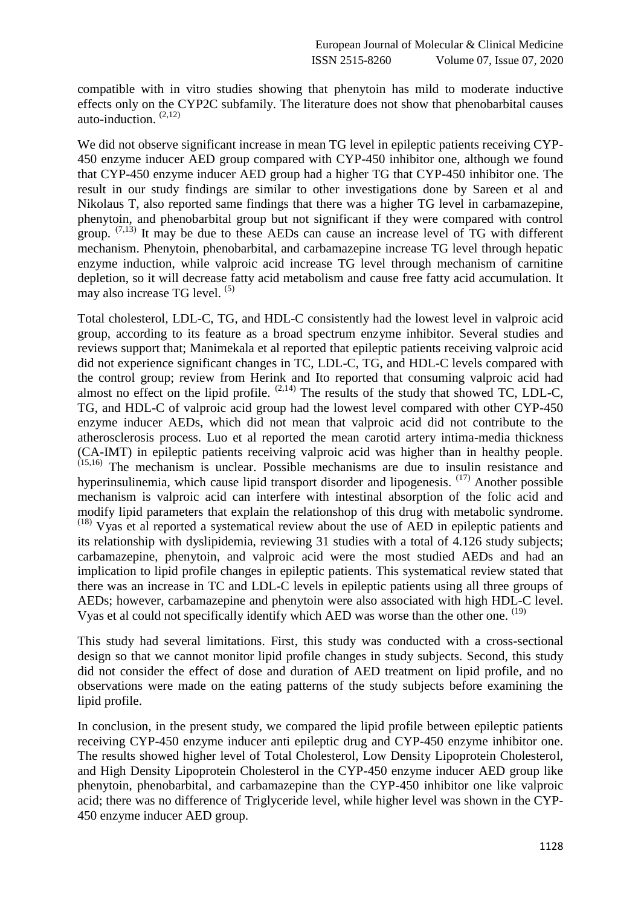compatible with in vitro studies showing that phenytoin has mild to moderate inductive effects only on the CYP2C subfamily. The literature does not show that phenobarbital causes auto-induction. [2,12]

We did not observe significant increase in mean TG level in epileptic patients receiving CYP-450 enzyme inducer AED group compared with CYP-450 inhibitor one, although we found that CYP-450 enzyme inducer AED group had a higher TG that CYP-450 inhibitor one. The result in our study findings are similar to other investigations done by Sareen et al and Nikolaus T, also reported same findings that there was a higher TG level in carbamazepine, phenytoin, and phenobarbital group but not significant if they were compared with control group. [7,13] It may be due to these AEDs can cause an increase level of TG with different mechanism. Phenytoin, phenobarbital, and carbamazepine increase TG level through hepatic enzyme induction, while valproic acid increase TG level through mechanism of carnitine depletion, so it will decrease fatty acid metabolism and cause free fatty acid accumulation. It may also increase TG level. [5]

Total cholesterol, LDL-C, TG, and HDL-C consistently had the lowest level in valproic acid group, according to its feature as a broad spectrum enzyme inhibitor. Several studies and reviews support that; Manimekala et al reported that epileptic patients receiving valproic acid did not experience significant changes in TC, LDL-C, TG, and HDL-C levels compared with the control group; review from Herink and Ito reported that consuming valproic acid had almost no effect on the lipid profile. [2,14] The results of the study that showed TC, LDL-C, TG, and HDL-C of valproic acid group had the lowest level compared with other CYP-450 enzyme inducer AEDs, which did not mean that valproic acid did not contribute to the atherosclerosis process. Luo et al reported the mean carotid artery intima-media thickness (CA-IMT) in epileptic patients receiving valproic acid was higher than in healthy people. [15,16] The mechanism is unclear. Possible mechanisms are due to insulin resistance and hyperinsulinemia, which cause lipid transport disorder and lipogenesis. [17] Another possible mechanism is valproic acid can interfere with intestinal absorption of the folic acid and modify lipid parameters that explain the relationshop of this drug with metabolic syndrome. [18] Vyas et al reported a systematical review about the use of AED in epileptic patients and its relationship with dyslipidemia, reviewing 31 studies with a total of 4.126 study subjects; carbamazepine, phenytoin, and valproic acid were the most studied AEDs and had an implication to lipid profile changes in epileptic patients. This systematical review stated that there was an increase in TC and LDL-C levels in epileptic patients using all three groups of AEDs; however, carbamazepine and phenytoin were also associated with high HDL-C level. Vyas et al could not specifically identify which AED was worse than the other one. [19]

This study had several limitations. First, this study was conducted with a cross-sectional design so that we cannot monitor lipid profile changes in study subjects. Second, this study did not consider the effect of dose and duration of AED treatment on lipid profile, and no observations were made on the eating patterns of the study subjects before examining the lipid profile.

In conclusion, in the present study, we compared the lipid profile between epileptic patients receiving CYP-450 enzyme inducer anti epileptic drug and CYP-450 enzyme inhibitor one. The results showed higher level of Total Cholesterol, Low Density Lipoprotein Cholesterol, and High Density Lipoprotein Cholesterol in the CYP-450 enzyme inducer AED group like phenytoin, phenobarbital, and carbamazepine than the CYP-450 inhibitor one like valproic acid; there was no difference of Triglyceride level, while higher level was shown in the CYP-450 enzyme inducer AED group.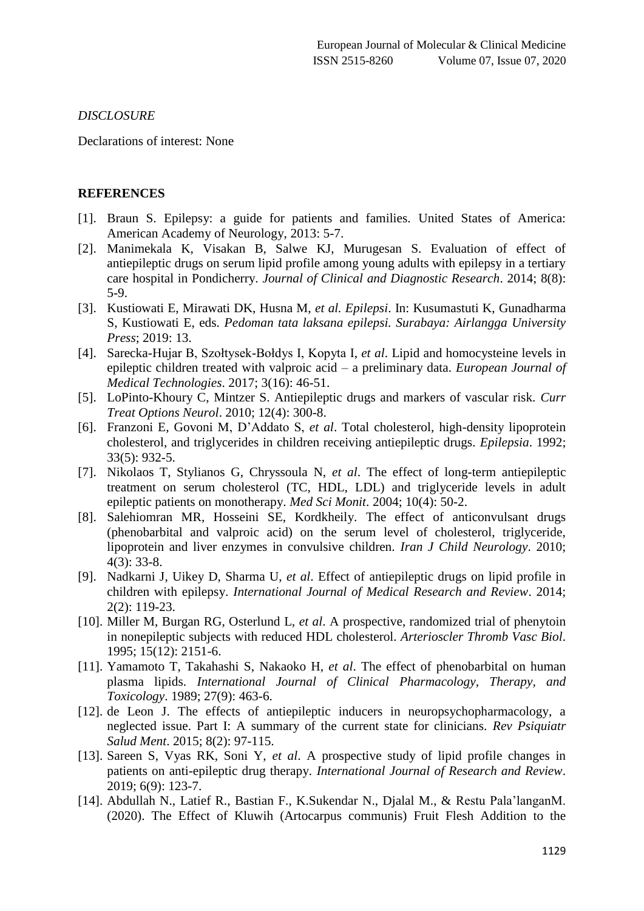*DISCLOSURE*

Declarations of interest: None

**REFERENCES**

[1]. Braun S. Epilepsy: a guide for patients and families. United States of America: American Academy of Neurology, 2013: 5-7.

[2]. Manimekala K, Visakan B, Salwe KJ, Murugesan S. Evaluation of effect of antiepileptic drugs on serum lipid profile among young adults with epilepsy in a tertiary care hospital in Pondicherry. *Journal of Clinical and Diagnostic Research*. 2014; 8(8): 5-9.

[3]. Kustiowati E, Mirawati DK, Husna M, *et al. Epilepsi*. In: Kusumastuti K, Gunadharma S, Kustiowati E, eds. *Pedoman tata laksana epilepsi. Surabaya: Airlangga University Press*; 2019: 13.

[4]. Sarecka-Hujar B, Szołtysek-Bołdys I, Kopyta I, *et al*. Lipid and homocysteine levels in epileptic children treated with valproic acid – a preliminary data. *European Journal of Medical Technologies*. 2017; 3(16): 46-51.

[5]. LoPinto-Khoury C, Mintzer S. Antiepileptic drugs and markers of vascular risk. *Curr Treat Options Neurol*. 2010; 12(4): 300-8.

[6]. Franzoni E, Govoni M, D'Addato S, *et al*. Total cholesterol, high-density lipoprotein cholesterol, and triglycerides in children receiving antiepileptic drugs. *Epilepsia*. 1992; 33(5): 932-5.

[7]. Nikolaos T, Stylianos G, Chryssoula N, *et al*. The effect of long-term antiepileptic treatment on serum cholesterol (TC, HDL, LDL) and triglyceride levels in adult epileptic patients on monotherapy. *Med Sci Monit*. 2004; 10(4): 50-2.

[8]. Salehiomran MR, Hosseini SE, Kordkheily. The effect of anticonvulsant drugs (phenobarbital and valproic acid) on the serum level of cholesterol, triglyceride, lipoprotein and liver enzymes in convulsive children. *Iran J Child Neurology*. 2010; 4(3): 33-8.

[9]. Nadkarni J, Uikey D, Sharma U, *et al*. Effect of antiepileptic drugs on lipid profile in children with epilepsy. *International Journal of Medical Research and Review*. 2014; 2(2): 119-23.

[10]. Miller M, Burgan RG, Osterlund L, *et al*. A prospective, randomized trial of phenytoin in nonepileptic subjects with reduced HDL cholesterol. *Arterioscler Thromb Vasc Biol*. 1995; 15(12): 2151-6.

[11]. Yamamoto T, Takahashi S, Nakaoko H, *et al*. The effect of phenobarbital on human plasma lipids. *International Journal of Clinical Pharmacology, Therapy, and Toxicology*. 1989; 27(9): 463-6.

[12]. de Leon J. The effects of antiepileptic inducers in neuropsychopharmacology, a neglected issue. Part I: A summary of the current state for clinicians. *Rev Psiquiatr Salud Ment*. 2015; 8(2): 97-115.

[13]. Sareen S, Vyas RK, Soni Y, *et al*. A prospective study of lipid profile changes in patients on anti-epileptic drug therapy. *International Journal of Research and Review*. 2019; 6(9): 123-7.

[14]. Abdullah N., Latief R., Bastian F., K.Sukendar N., Djalal M., & Restu Pala'langanM. (2020). The Effect of Kluwih (Artocarpus communis) Fruit Flesh Addition to the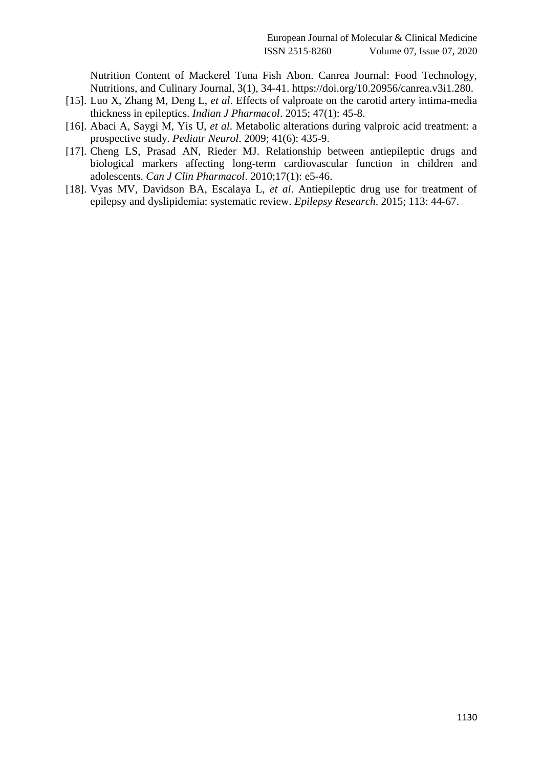Nutrition Content of Mackerel Tuna Fish Abon. Canrea Journal: Food Technology, Nutritions, and Culinary Journal, 3(1), 34-41. https://doi.org/10.20956/canrea.v3i1.280.

[15]. Luo X, Zhang M, Deng L, *et al*. Effects of valproate on the carotid artery intima-media thickness in epileptics. *Indian J Pharmacol*. 2015; 47(1): 45-8.

[16]. Abaci A, Saygi M, Yis U, *et al*. Metabolic alterations during valproic acid treatment: a prospective study. *Pediatr Neurol*. 2009; 41(6): 435-9.

[17]. Cheng LS, Prasad AN, Rieder MJ. Relationship between antiepileptic drugs and biological markers affecting long-term cardiovascular function in children and adolescents. *Can J Clin Pharmacol*. 2010;17(1): e5-46.

[18]. Vyas MV, Davidson BA, Escalaya L, *et al*. Antiepileptic drug use for treatment of epilepsy and dyslipidemia: systematic review. *Epilepsy Research*. 2015; 113: 44-67.